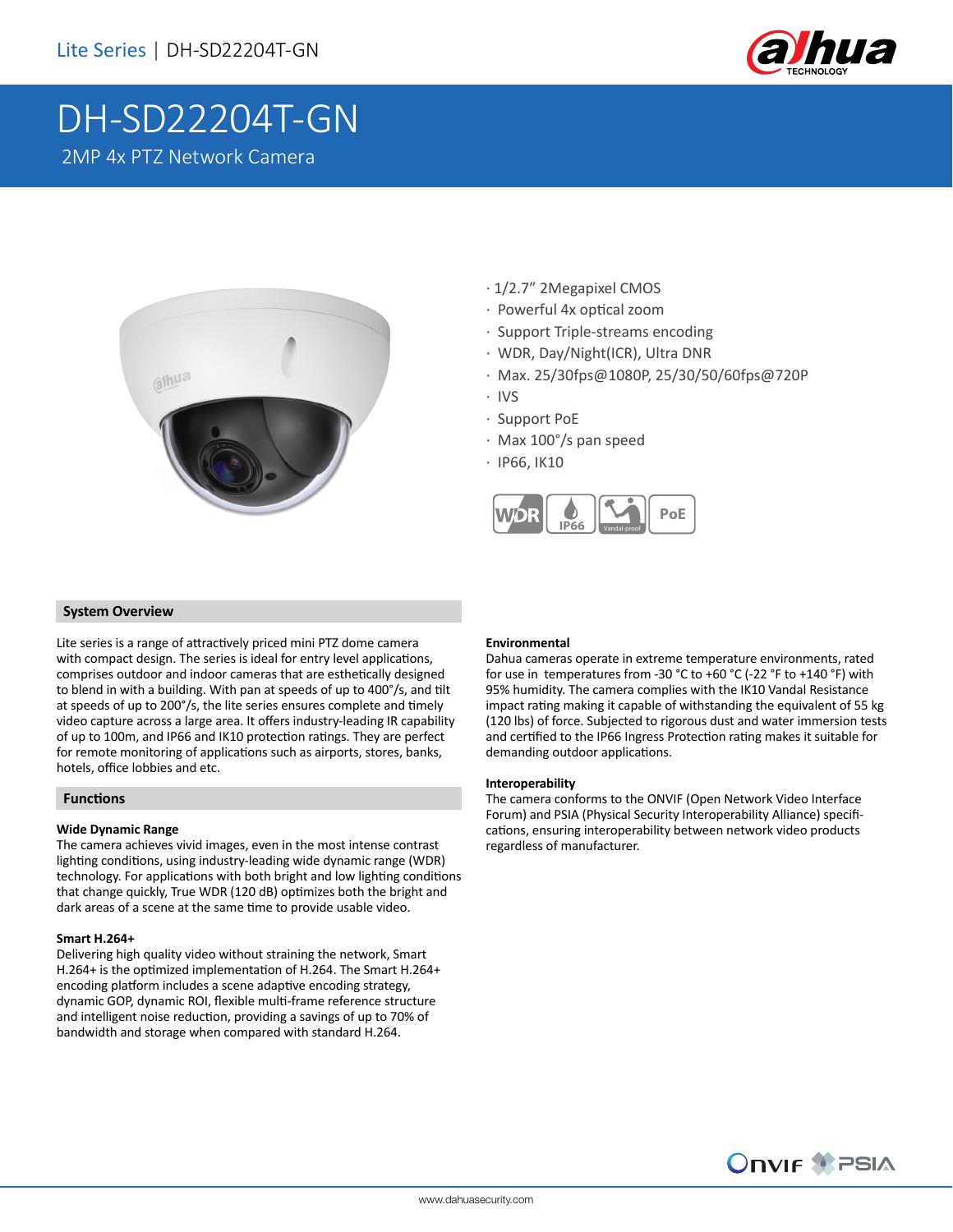Lite Series | DH-SD22204T-GN

# DH-SD22204T-GN

2MP 4x PTZ Network Camera

- 1/2.7" 2Megapixel CMOS
- Powerful 4x optical zoom
- Support Triple-streams encoding
- WDR, Day/Night(ICR), Ultra DNR
- Max. 25/30fps@1080P, 25/30/50/60fps@720P
- IVS
- Support PoE
- Max 100°/s pan speed
- IP66, IK10

## System Overview

Lite series is a range of attractively priced mini PTZ dome camera with compact design. The series is ideal for entry level applications, comprises outdoor and indoor cameras that are esthetically designed to blend in with a building. With pan at speeds of up to 400°/s, and tilt at speeds of up to 200°/s, the lite series ensures complete and timely video capture across a large area. It offers industry-leading IR capability of up to 100m, and IP66 and IK10 protection ratings. They are perfect for remote monitoring of applications such as airports, stores, banks, hotels, office lobbies and etc.

## Functions

### Wide Dynamic Range

The camera achieves vivid images, even in the most intense contrast lighting conditions, using industry-leading wide dynamic range (WDR) technology. For applications with both bright and low lighting conditions that change quickly, True WDR (120 dB) optimizes both the bright and dark areas of a scene at the same time to provide usable video.

### Smart H.264+

Delivering high quality video without straining the network, Smart H.264+ is the optimized implementation of H.264. The Smart H.264+ encoding platform includes a scene adaptive encoding strategy, dynamic GOP, dynamic ROI, flexible multi-frame reference structure and intelligent noise reduction, providing a savings of up to 70% of bandwidth and storage when compared with standard H.264.

### Environmental

Dahua cameras operate in extreme temperature environments, rated for use in temperatures from -30 °C to +60 °C (-22 °F to +140 °F) with 95% humidity. The camera complies with the IK10 Vandal Resistance impact rating making it capable of withstanding the equivalent of 55 kg (120 lbs) of force. Subjected to rigorous dust and water immersion tests and certified to the IP66 Ingress Protection rating makes it suitable for demanding outdoor applications.

### Interoperability

The camera conforms to the ONVIF (Open Network Video Interface Forum) and PSIA (Physical Security Interoperability Alliance) specifications, ensuring interoperability between network video products regardless of manufacturer.

www.dahuasecurity.com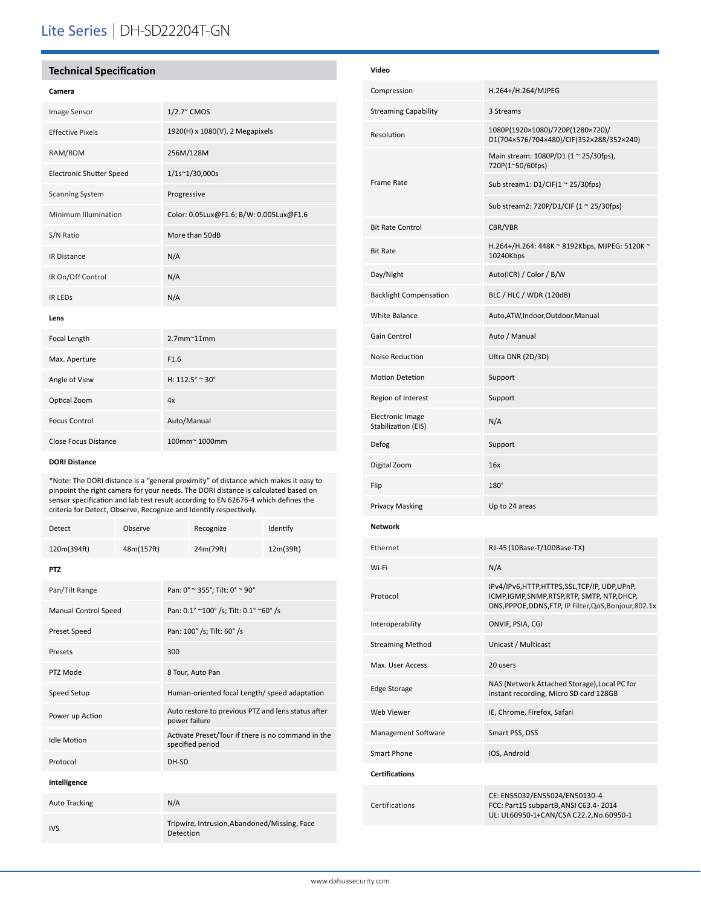# Lite Series | DH-SD22204T-GN

## Technical Specification

### Camera

| | |
|---|---|
| Image Sensor | 1/2.7" CMOS |
| Effective Pixels | 1920(H) x 1080(V), 2 Megapixels |
| RAM/ROM | 256M/128M |
| Electronic Shutter Speed | 1/1s~1/30,000s |
| Scanning System | Progressive |
| Minimum Illumination | Color: 0.05Lux@F1.6; B/W: 0.005Lux@F1.6 |
| S/N Ratio | More than 50dB |
| IR Distance | N/A |
| IR On/Off Control | N/A |
| IR LEDs | N/A |

### Lens

| | |
|---|---|
| Focal Length | 2.7mm~11mm |
| Max. Aperture | F1.6 |
| Angle of View | H: 112.5° ~ 30° |
| Optical Zoom | 4x |
| Focus Control | Auto/Manual |
| Close Focus Distance | 100mm~ 1000mm |

### DORI Distance

*Note: The DORI distance is a "general proximity" of distance which makes it easy to pinpoint the right camera for your needs. The DORI distance is calculated based on sensor specification and lab test result according to EN 62676-4 which defines the criteria for Detect, Observe, Recognize and Identify respectively.

| Detect | Observe | Recognize | Identify |
|---|---|---|---|
| 120m(394ft) | 48m(157ft) | 24m(79ft) | 12m(39ft) |

### PTZ

| | |
|---|---|
| Pan/Tilt Range | Pan: 0° ~ 355°; Tilt: 0° ~ 90° |
| Manual Control Speed | Pan: 0.1° ~100° /s; Tilt: 0.1° ~60° /s |
| Preset Speed | Pan: 100° /s; Tilt: 60° /s |
| Presets | 300 |
| PTZ Mode | 8 Tour, Auto Pan |
| Speed Setup | Human-oriented focal Length/ speed adaptation |
| Power up Action | Auto restore to previous PTZ and lens status after power failure |
| Idle Motion | Activate Preset/Tour if there is no command in the specified period |
| Protocol | DH-SD |

### Intelligence

| | |
|---|---|
| Auto Tracking | N/A |
| IVS | Tripwire, Intrusion,Abandoned/Missing, Face Detection |

### Video

| | |
|---|---|
| Compression | H.264+/H.264/MJPEG |
| Streaming Capability | 3 Streams |
| Resolution | 1080P(1920×1080)/720P(1280×720)/ D1(704×576/704×480)/CIF(352×288/352×240) |
| Frame Rate | Main stream: 1080P/D1 (1 ~ 25/30fps), 720P(1~50/60fps) |
| | Sub stream1: D1/CIF(1 ~ 25/30fps) |
| | Sub stream2: 720P/D1/CIF (1 ~ 25/30fps) |
| Bit Rate Control | CBR/VBR |
| Bit Rate | H.264+/H.264: 448K ~ 8192Kbps, MJPEG: 5120K ~ 10240Kbps |
| Day/Night | Auto(ICR) / Color / B/W |
| Backlight Compensation | BLC / HLC / WDR (120dB) |
| White Balance | Auto,ATW,Indoor,Outdoor,Manual |
| Gain Control | Auto / Manual |
| Noise Reduction | Ultra DNR (2D/3D) |
| Motion Detetion | Support |
| Region of Interest | Support |
| Electronic Image Stabilization (EIS) | N/A |
| Defog | Support |
| Digital Zoom | 16x |
| Flip | 180° |
| Privacy Masking | Up to 24 areas |

### Network

| | |
|---|---|
| Ethernet | RJ-45 (10Base-T/100Base-TX) |
| Wi-Fi | N/A |
| Protocol | IPv4/IPv6,HTTP,HTTPS,SSL,TCP/IP, UDP,UPnP, ICMP,IGMP,SNMP,RTSP,RTP, SMTP, NTP,DHCP, DNS,PPPOE,DDNS,FTP, IP Filter,QoS,Bonjour,802.1x |
| Interoperability | ONVIF, PSIA, CGI |
| Streaming Method | Unicast / Multicast |
| Max. User Access | 20 users |
| Edge Storage | NAS (Network Attached Storage),Local PC for instant recording, Micro SD card 128GB |
| Web Viewer | IE, Chrome, Firefox, Safari |
| Management Software | Smart PSS, DSS |
| Smart Phone | IOS, Android |

### Certifications

| | |
|---|---|
| Certifications | CE: EN55032/EN55024/EN50130-4<br>FCC: Part15 subpartB,ANSI C63.4- 2014<br>UL: UL60950-1+CAN/CSA C22.2,No.60950-1 |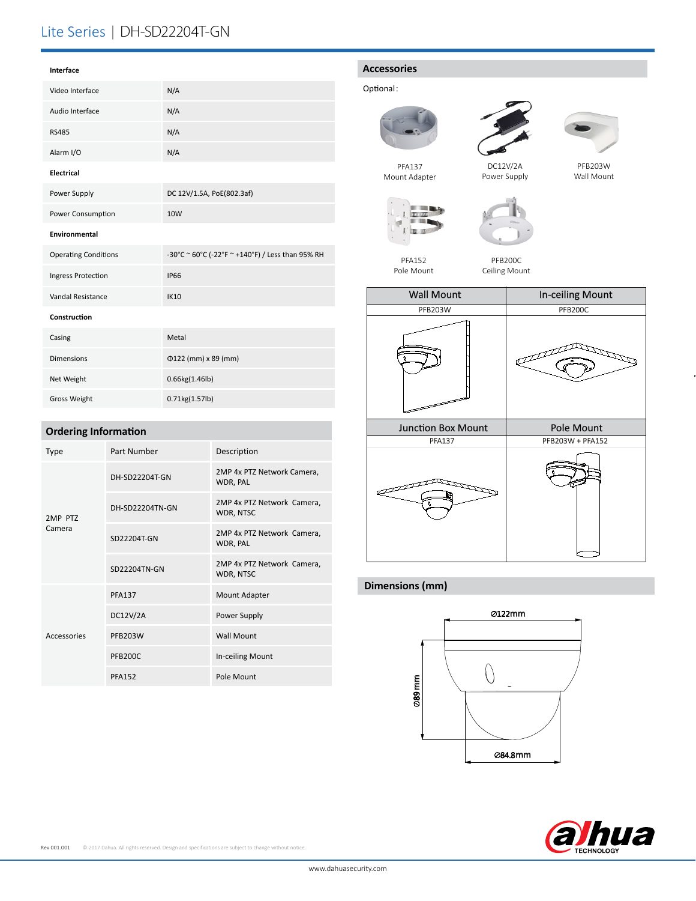## Lite Series | DH-SD22204T-GN

| | |
|---|---|
| **Interface** | |
| Video Interface | N/A |
| Audio Interface | N/A |
| RS485 | N/A |
| Alarm I/O | N/A |
| **Electrical** | |
| Power Supply | DC 12V/1.5A, PoE(802.3af) |
| Power Consumption | 10W |
| **Environmental** | |
| Operating Conditions | -30°C ~ 60°C (-22°F ~ +140°F) / Less than 95% RH |
| Ingress Protection | IP66 |
| Vandal Resistance | IK10 |
| **Construction** | |
| Casing | Metal |
| Dimensions | Φ122 (mm) x 89 (mm) |
| Net Weight | 0.66kg(1.46lb) |
| Gross Weight | 0.71kg(1.57lb) |

## Ordering Information

| Type | Part Number | Description |
|---|---|---|
| 2MP PTZ Camera | DH-SD22204T-GN | 2MP 4x PTZ Network Camera, WDR, PAL |
| | DH-SD22204TN-GN | 2MP 4x PTZ Network Camera, WDR, NTSC |
| | SD22204T-GN | 2MP 4x PTZ Network Camera, WDR, PAL |
| | SD22204TN-GN | 2MP 4x PTZ Network Camera, WDR, NTSC |
| Accessories | PFA137 | Mount Adapter |
| | DC12V/2A | Power Supply |
| | PFB203W | Wall Mount |
| | PFB200C | In-ceiling Mount |
| | PFA152 | Pole Mount |

## Accessories

Optional:

PFA137
Mount Adapter

DC12V/2A
Power Supply

PFB203W
Wall Mount

PFA152
Pole Mount

PFB200C
Ceiling Mount

| Wall Mount | In-ceiling Mount |
|---|---|
| PFB203W | PFB200C |
| Junction Box Mount | Pole Mount |
| PFA137 | PFB203W + PFA152 |

## Dimensions (mm)

Ø122mm

Ø89 mm

Ø84.8mm

Rev 001.001 © 2017 Dahua. All rights reserved. Design and specifications are subject to change without notice.

www.dahuasecurity.com